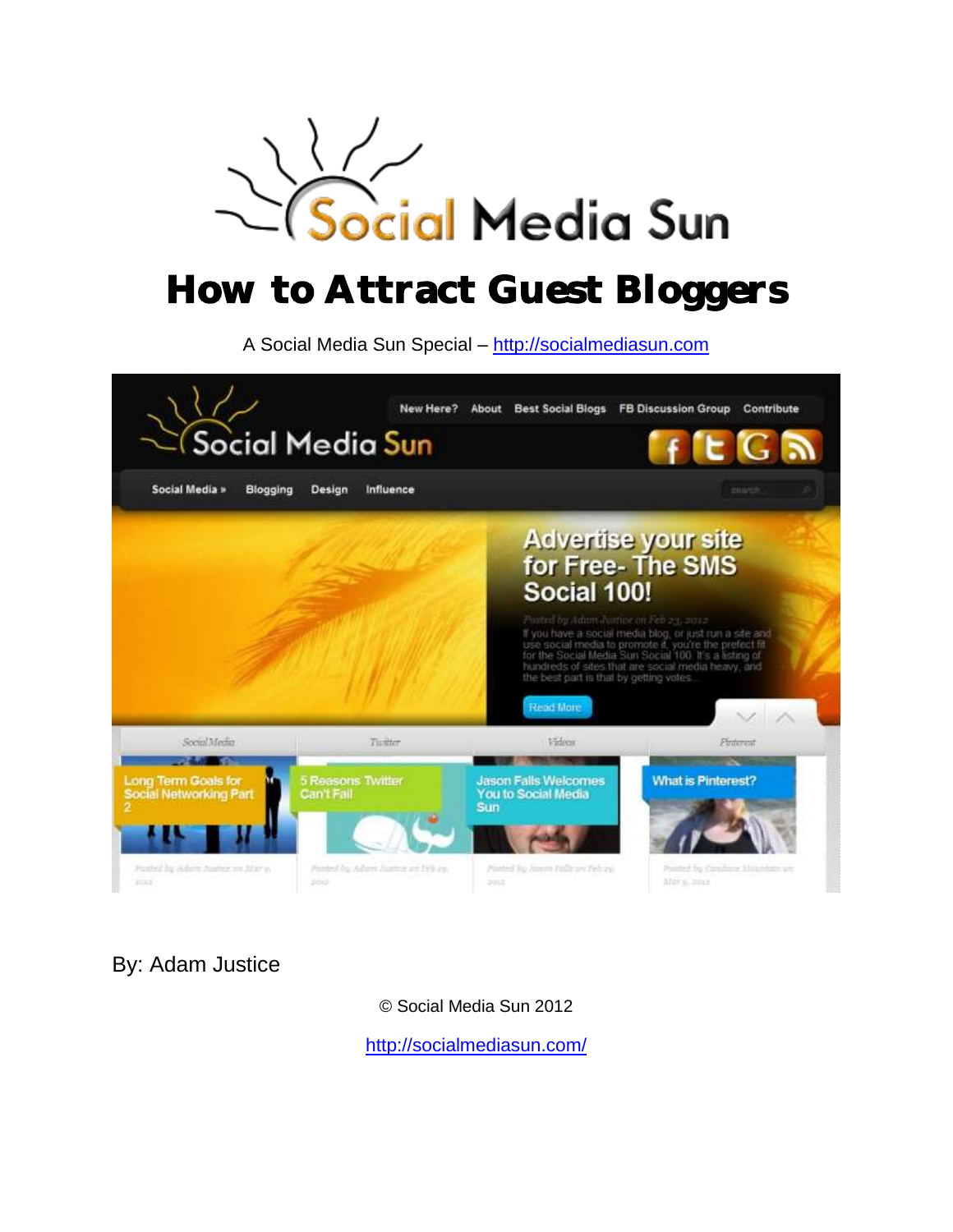# How to Attract Guest Bloggers

A Social Media Sun Special – http://socialmediasun.com

By: Adam Justice

© Social Media Sun 2012

http://socialmediasun.com/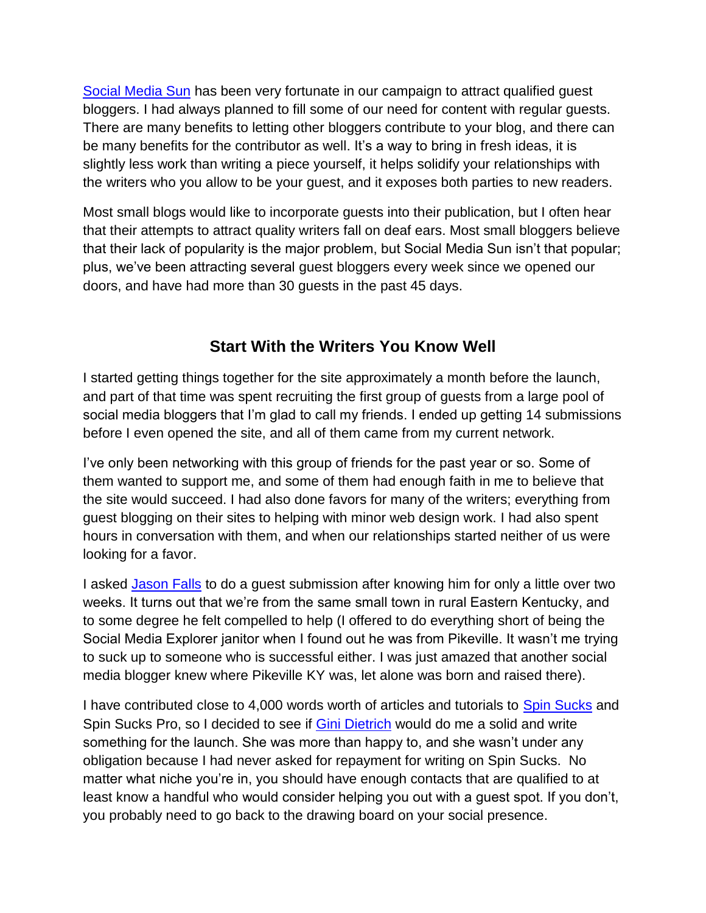[Social Media Sun](#) has been very fortunate in our campaign to attract qualified guest bloggers. I had always planned to fill some of our need for content with regular guests. There are many benefits to letting other bloggers contribute to your blog, and there can be many benefits for the contributor as well. It's a way to bring in fresh ideas, it is slightly less work than writing a piece yourself, it helps solidify your relationships with the writers who you allow to be your guest, and it exposes both parties to new readers.

Most small blogs would like to incorporate guests into their publication, but I often hear that their attempts to attract quality writers fall on deaf ears. Most small bloggers believe that their lack of popularity is the major problem, but Social Media Sun isn't that popular; plus, we've been attracting several guest bloggers every week since we opened our doors, and have had more than 30 guests in the past 45 days.

## Start With the Writers You Know Well

I started getting things together for the site approximately a month before the launch, and part of that time was spent recruiting the first group of guests from a large pool of social media bloggers that I'm glad to call my friends. I ended up getting 14 submissions before I even opened the site, and all of them came from my current network.

I've only been networking with this group of friends for the past year or so. Some of them wanted to support me, and some of them had enough faith in me to believe that the site would succeed. I had also done favors for many of the writers; everything from guest blogging on their sites to helping with minor web design work. I had also spent hours in conversation with them, and when our relationships started neither of us were looking for a favor.

I asked [Jason Falls](#) to do a guest submission after knowing him for only a little over two weeks. It turns out that we're from the same small town in rural Eastern Kentucky, and to some degree he felt compelled to help (I offered to do everything short of being the Social Media Explorer janitor when I found out he was from Pikeville. It wasn't me trying to suck up to someone who is successful either. I was just amazed that another social media blogger knew where Pikeville KY was, let alone was born and raised there).

I have contributed close to 4,000 words worth of articles and tutorials to [Spin Sucks](#) and Spin Sucks Pro, so I decided to see if [Gini Dietrich](#) would do me a solid and write something for the launch. She was more than happy to, and she wasn't under any obligation because I had never asked for repayment for writing on Spin Sucks. No matter what niche you're in, you should have enough contacts that are qualified to at least know a handful who would consider helping you out with a guest spot. If you don't, you probably need to go back to the drawing board on your social presence.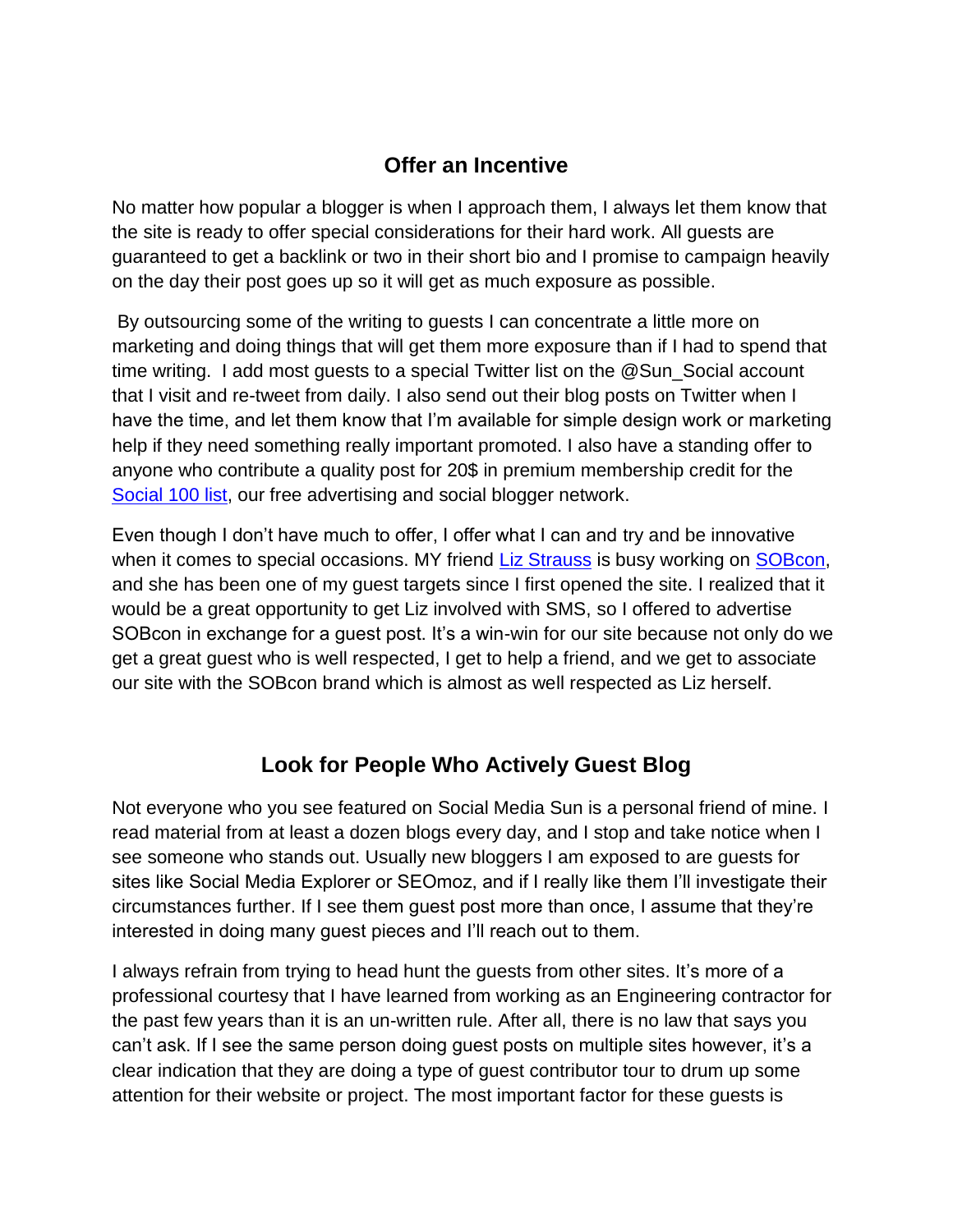## Offer an Incentive

No matter how popular a blogger is when I approach them, I always let them know that the site is ready to offer special considerations for their hard work. All guests are guaranteed to get a backlink or two in their short bio and I promise to campaign heavily on the day their post goes up so it will get as much exposure as possible.

By outsourcing some of the writing to guests I can concentrate a little more on marketing and doing things that will get them more exposure than if I had to spend that time writing. I add most guests to a special Twitter list on the @Sun_Social account that I visit and re-tweet from daily. I also send out their blog posts on Twitter when I have the time, and let them know that I'm available for simple design work or marketing help if they need something really important promoted. I also have a standing offer to anyone who contribute a quality post for 20$ in premium membership credit for the Social 100 list, our free advertising and social blogger network.

Even though I don't have much to offer, I offer what I can and try and be innovative when it comes to special occasions. MY friend Liz Strauss is busy working on SOBcon, and she has been one of my guest targets since I first opened the site. I realized that it would be a great opportunity to get Liz involved with SMS, so I offered to advertise SOBcon in exchange for a guest post. It's a win-win for our site because not only do we get a great guest who is well respected, I get to help a friend, and we get to associate our site with the SOBcon brand which is almost as well respected as Liz herself.

## Look for People Who Actively Guest Blog

Not everyone who you see featured on Social Media Sun is a personal friend of mine. I read material from at least a dozen blogs every day, and I stop and take notice when I see someone who stands out. Usually new bloggers I am exposed to are guests for sites like Social Media Explorer or SEOmoz, and if I really like them I'll investigate their circumstances further. If I see them guest post more than once, I assume that they're interested in doing many guest pieces and I'll reach out to them.

I always refrain from trying to head hunt the guests from other sites. It's more of a professional courtesy that I have learned from working as an Engineering contractor for the past few years than it is an un-written rule. After all, there is no law that says you can't ask. If I see the same person doing guest posts on multiple sites however, it's a clear indication that they are doing a type of guest contributor tour to drum up some attention for their website or project. The most important factor for these guests is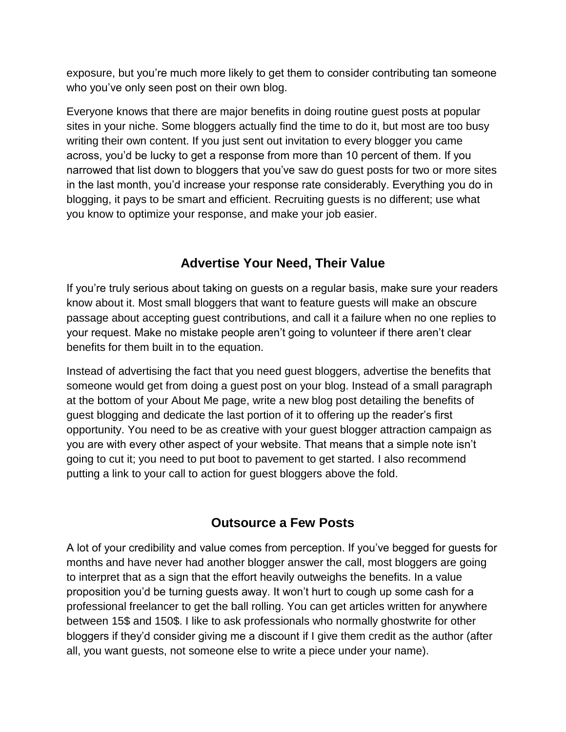exposure, but you're much more likely to get them to consider contributing tan someone who you've only seen post on their own blog.

Everyone knows that there are major benefits in doing routine guest posts at popular sites in your niche. Some bloggers actually find the time to do it, but most are too busy writing their own content. If you just sent out invitation to every blogger you came across, you'd be lucky to get a response from more than 10 percent of them. If you narrowed that list down to bloggers that you've saw do guest posts for two or more sites in the last month, you'd increase your response rate considerably. Everything you do in blogging, it pays to be smart and efficient. Recruiting guests is no different; use what you know to optimize your response, and make your job easier.

## Advertise Your Need, Their Value

If you're truly serious about taking on guests on a regular basis, make sure your readers know about it. Most small bloggers that want to feature guests will make an obscure passage about accepting guest contributions, and call it a failure when no one replies to your request. Make no mistake people aren't going to volunteer if there aren't clear benefits for them built in to the equation.

Instead of advertising the fact that you need guest bloggers, advertise the benefits that someone would get from doing a guest post on your blog. Instead of a small paragraph at the bottom of your About Me page, write a new blog post detailing the benefits of guest blogging and dedicate the last portion of it to offering up the reader's first opportunity. You need to be as creative with your guest blogger attraction campaign as you are with every other aspect of your website. That means that a simple note isn't going to cut it; you need to put boot to pavement to get started. I also recommend putting a link to your call to action for guest bloggers above the fold.

## Outsource a Few Posts

A lot of your credibility and value comes from perception. If you've begged for guests for months and have never had another blogger answer the call, most bloggers are going to interpret that as a sign that the effort heavily outweighs the benefits. In a value proposition you'd be turning guests away. It won't hurt to cough up some cash for a professional freelancer to get the ball rolling. You can get articles written for anywhere between 15$ and 150$. I like to ask professionals who normally ghostwrite for other bloggers if they'd consider giving me a discount if I give them credit as the author (after all, you want guests, not someone else to write a piece under your name).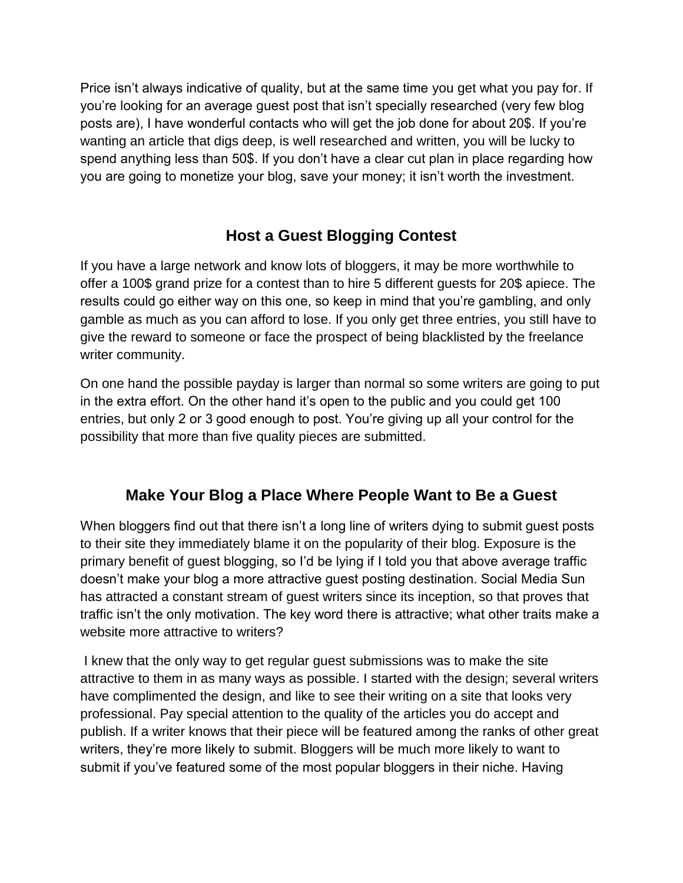Price isn't always indicative of quality, but at the same time you get what you pay for. If you're looking for an average guest post that isn't specially researched (very few blog posts are), I have wonderful contacts who will get the job done for about 20$. If you're wanting an article that digs deep, is well researched and written, you will be lucky to spend anything less than 50$. If you don't have a clear cut plan in place regarding how you are going to monetize your blog, save your money; it isn't worth the investment.

## Host a Guest Blogging Contest

If you have a large network and know lots of bloggers, it may be more worthwhile to offer a 100$ grand prize for a contest than to hire 5 different guests for 20$ apiece. The results could go either way on this one, so keep in mind that you're gambling, and only gamble as much as you can afford to lose. If you only get three entries, you still have to give the reward to someone or face the prospect of being blacklisted by the freelance writer community.

On one hand the possible payday is larger than normal so some writers are going to put in the extra effort. On the other hand it's open to the public and you could get 100 entries, but only 2 or 3 good enough to post. You're giving up all your control for the possibility that more than five quality pieces are submitted.

## Make Your Blog a Place Where People Want to Be a Guest

When bloggers find out that there isn't a long line of writers dying to submit guest posts to their site they immediately blame it on the popularity of their blog. Exposure is the primary benefit of guest blogging, so I'd be lying if I told you that above average traffic doesn't make your blog a more attractive guest posting destination. Social Media Sun has attracted a constant stream of guest writers since its inception, so that proves that traffic isn't the only motivation. The key word there is attractive; what other traits make a website more attractive to writers?

I knew that the only way to get regular guest submissions was to make the site attractive to them in as many ways as possible. I started with the design; several writers have complimented the design, and like to see their writing on a site that looks very professional. Pay special attention to the quality of the articles you do accept and publish. If a writer knows that their piece will be featured among the ranks of other great writers, they're more likely to submit. Bloggers will be much more likely to want to submit if you've featured some of the most popular bloggers in their niche. Having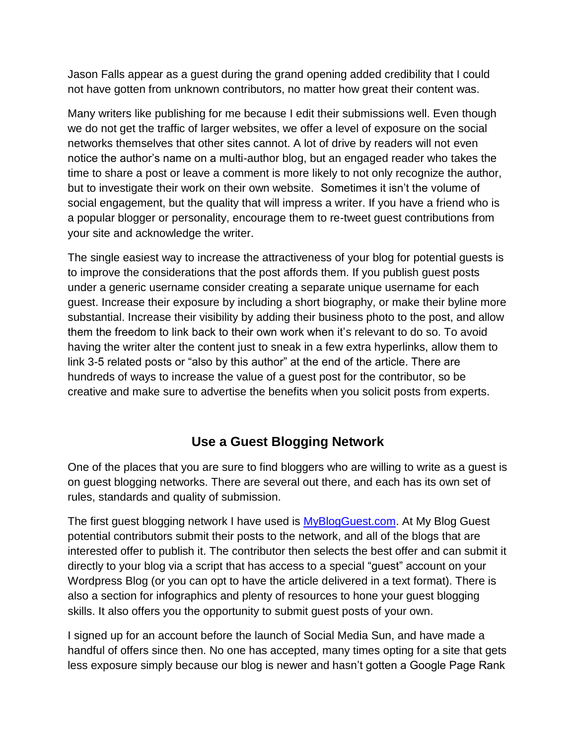Jason Falls appear as a guest during the grand opening added credibility that I could not have gotten from unknown contributors, no matter how great their content was.

Many writers like publishing for me because I edit their submissions well. Even though we do not get the traffic of larger websites, we offer a level of exposure on the social networks themselves that other sites cannot. A lot of drive by readers will not even notice the author's name on a multi-author blog, but an engaged reader who takes the time to share a post or leave a comment is more likely to not only recognize the author, but to investigate their work on their own website. Sometimes it isn't the volume of social engagement, but the quality that will impress a writer. If you have a friend who is a popular blogger or personality, encourage them to re-tweet guest contributions from your site and acknowledge the writer.

The single easiest way to increase the attractiveness of your blog for potential guests is to improve the considerations that the post affords them. If you publish guest posts under a generic username consider creating a separate unique username for each guest. Increase their exposure by including a short biography, or make their byline more substantial. Increase their visibility by adding their business photo to the post, and allow them the freedom to link back to their own work when it's relevant to do so. To avoid having the writer alter the content just to sneak in a few extra hyperlinks, allow them to link 3-5 related posts or "also by this author" at the end of the article. There are hundreds of ways to increase the value of a guest post for the contributor, so be creative and make sure to advertise the benefits when you solicit posts from experts.

## Use a Guest Blogging Network

One of the places that you are sure to find bloggers who are willing to write as a guest is on guest blogging networks. There are several out there, and each has its own set of rules, standards and quality of submission.

The first guest blogging network I have used is [MyBlogGuest.com](MyBlogGuest.com). At My Blog Guest potential contributors submit their posts to the network, and all of the blogs that are interested offer to publish it. The contributor then selects the best offer and can submit it directly to your blog via a script that has access to a special "guest" account on your Wordpress Blog (or you can opt to have the article delivered in a text format). There is also a section for infographics and plenty of resources to hone your guest blogging skills. It also offers you the opportunity to submit guest posts of your own.

I signed up for an account before the launch of Social Media Sun, and have made a handful of offers since then. No one has accepted, many times opting for a site that gets less exposure simply because our blog is newer and hasn't gotten a Google Page Rank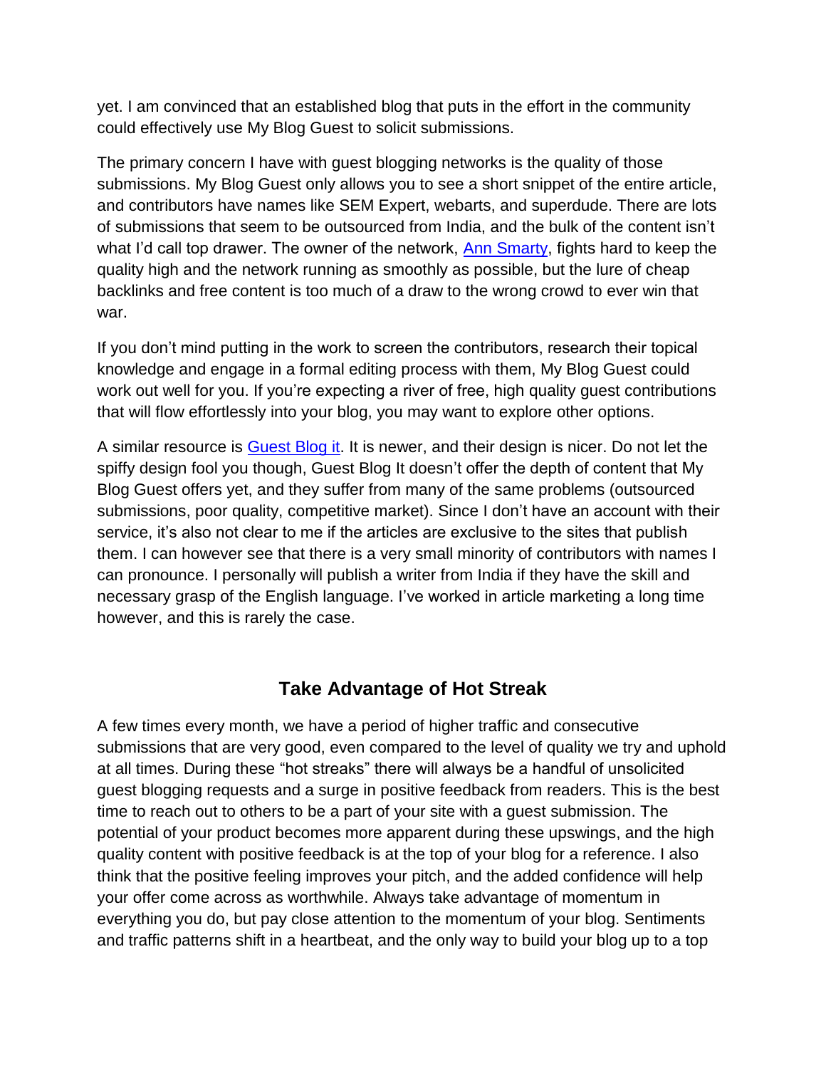yet. I am convinced that an established blog that puts in the effort in the community could effectively use My Blog Guest to solicit submissions.

The primary concern I have with guest blogging networks is the quality of those submissions. My Blog Guest only allows you to see a short snippet of the entire article, and contributors have names like SEM Expert, webarts, and superdude. There are lots of submissions that seem to be outsourced from India, and the bulk of the content isn't what I'd call top drawer. The owner of the network, Ann Smarty, fights hard to keep the quality high and the network running as smoothly as possible, but the lure of cheap backlinks and free content is too much of a draw to the wrong crowd to ever win that war.

If you don't mind putting in the work to screen the contributors, research their topical knowledge and engage in a formal editing process with them, My Blog Guest could work out well for you. If you're expecting a river of free, high quality guest contributions that will flow effortlessly into your blog, you may want to explore other options.

A similar resource is Guest Blog it. It is newer, and their design is nicer. Do not let the spiffy design fool you though, Guest Blog It doesn't offer the depth of content that My Blog Guest offers yet, and they suffer from many of the same problems (outsourced submissions, poor quality, competitive market). Since I don't have an account with their service, it's also not clear to me if the articles are exclusive to the sites that publish them. I can however see that there is a very small minority of contributors with names I can pronounce. I personally will publish a writer from India if they have the skill and necessary grasp of the English language. I've worked in article marketing a long time however, and this is rarely the case.

## Take Advantage of Hot Streak

A few times every month, we have a period of higher traffic and consecutive submissions that are very good, even compared to the level of quality we try and uphold at all times. During these "hot streaks" there will always be a handful of unsolicited guest blogging requests and a surge in positive feedback from readers. This is the best time to reach out to others to be a part of your site with a guest submission. The potential of your product becomes more apparent during these upswings, and the high quality content with positive feedback is at the top of your blog for a reference. I also think that the positive feeling improves your pitch, and the added confidence will help your offer come across as worthwhile. Always take advantage of momentum in everything you do, but pay close attention to the momentum of your blog. Sentiments and traffic patterns shift in a heartbeat, and the only way to build your blog up to a top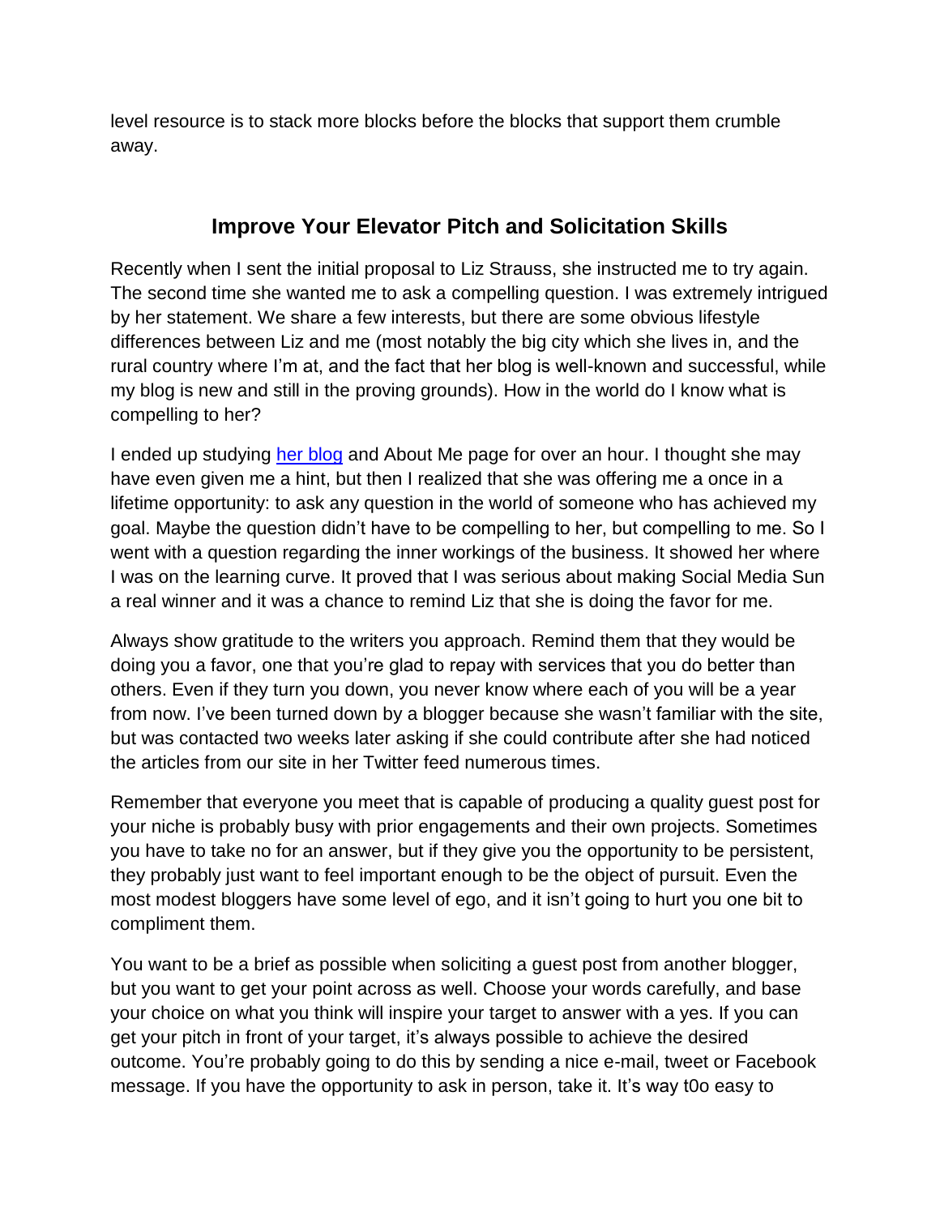level resource is to stack more blocks before the blocks that support them crumble away.

## Improve Your Elevator Pitch and Solicitation Skills

Recently when I sent the initial proposal to Liz Strauss, she instructed me to try again. The second time she wanted me to ask a compelling question. I was extremely intrigued by her statement. We share a few interests, but there are some obvious lifestyle differences between Liz and me (most notably the big city which she lives in, and the rural country where I'm at, and the fact that her blog is well-known and successful, while my blog is new and still in the proving grounds). How in the world do I know what is compelling to her?

I ended up studying [her blog] and About Me page for over an hour. I thought she may have even given me a hint, but then I realized that she was offering me a once in a lifetime opportunity: to ask any question in the world of someone who has achieved my goal. Maybe the question didn't have to be compelling to her, but compelling to me. So I went with a question regarding the inner workings of the business. It showed her where I was on the learning curve. It proved that I was serious about making Social Media Sun a real winner and it was a chance to remind Liz that she is doing the favor for me.

Always show gratitude to the writers you approach. Remind them that they would be doing you a favor, one that you're glad to repay with services that you do better than others. Even if they turn you down, you never know where each of you will be a year from now. I've been turned down by a blogger because she wasn't familiar with the site, but was contacted two weeks later asking if she could contribute after she had noticed the articles from our site in her Twitter feed numerous times.

Remember that everyone you meet that is capable of producing a quality guest post for your niche is probably busy with prior engagements and their own projects. Sometimes you have to take no for an answer, but if they give you the opportunity to be persistent, they probably just want to feel important enough to be the object of pursuit. Even the most modest bloggers have some level of ego, and it isn't going to hurt you one bit to compliment them.

You want to be a brief as possible when soliciting a guest post from another blogger, but you want to get your point across as well. Choose your words carefully, and base your choice on what you think will inspire your target to answer with a yes. If you can get your pitch in front of your target, it's always possible to achieve the desired outcome. You're probably going to do this by sending a nice e-mail, tweet or Facebook message. If you have the opportunity to ask in person, take it. It's way t0o easy to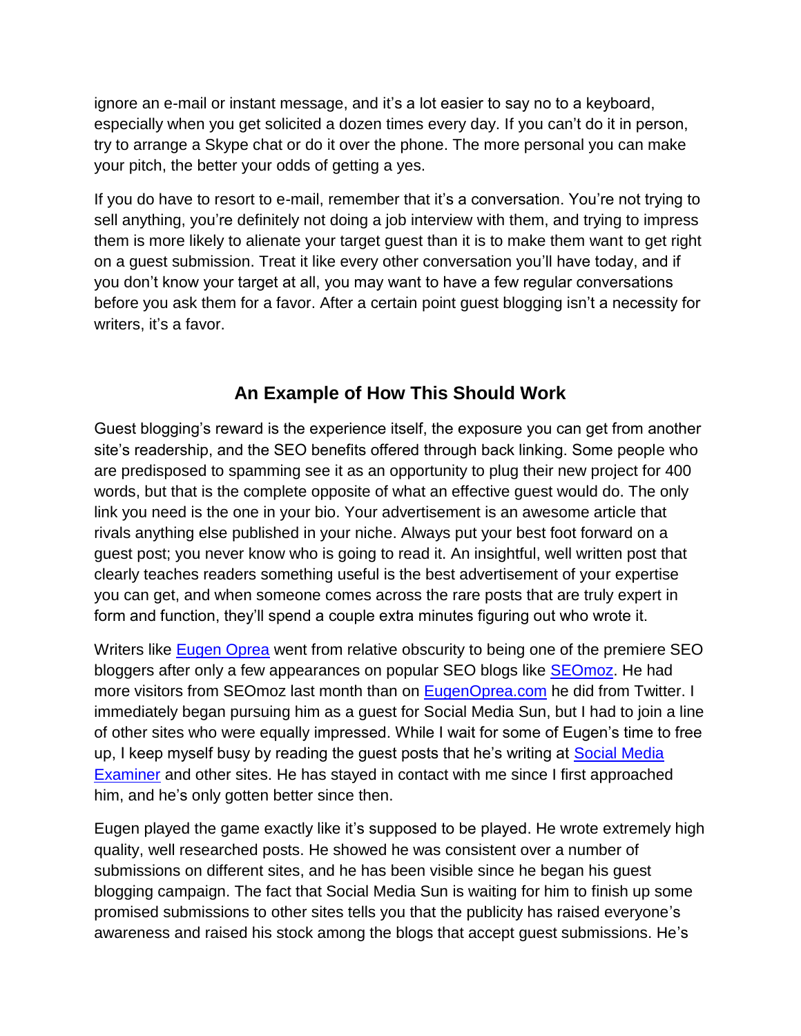ignore an e-mail or instant message, and it's a lot easier to say no to a keyboard, especially when you get solicited a dozen times every day. If you can't do it in person, try to arrange a Skype chat or do it over the phone. The more personal you can make your pitch, the better your odds of getting a yes.

If you do have to resort to e-mail, remember that it's a conversation. You're not trying to sell anything, you're definitely not doing a job interview with them, and trying to impress them is more likely to alienate your target guest than it is to make them want to get right on a guest submission. Treat it like every other conversation you'll have today, and if you don't know your target at all, you may want to have a few regular conversations before you ask them for a favor. After a certain point guest blogging isn't a necessity for writers, it's a favor.

## An Example of How This Should Work

Guest blogging's reward is the experience itself, the exposure you can get from another site's readership, and the SEO benefits offered through back linking. Some people who are predisposed to spamming see it as an opportunity to plug their new project for 400 words, but that is the complete opposite of what an effective guest would do. The only link you need is the one in your bio. Your advertisement is an awesome article that rivals anything else published in your niche. Always put your best foot forward on a guest post; you never know who is going to read it. An insightful, well written post that clearly teaches readers something useful is the best advertisement of your expertise you can get, and when someone comes across the rare posts that are truly expert in form and function, they'll spend a couple extra minutes figuring out who wrote it.

Writers like Eugen Oprea went from relative obscurity to being one of the premiere SEO bloggers after only a few appearances on popular SEO blogs like SEOmoz. He had more visitors from SEOmoz last month than on EugenOprea.com he did from Twitter. I immediately began pursuing him as a guest for Social Media Sun, but I had to join a line of other sites who were equally impressed. While I wait for some of Eugen's time to free up, I keep myself busy by reading the guest posts that he's writing at Social Media Examiner and other sites. He has stayed in contact with me since I first approached him, and he's only gotten better since then.

Eugen played the game exactly like it's supposed to be played. He wrote extremely high quality, well researched posts. He showed he was consistent over a number of submissions on different sites, and he has been visible since he began his guest blogging campaign. The fact that Social Media Sun is waiting for him to finish up some promised submissions to other sites tells you that the publicity has raised everyone's awareness and raised his stock among the blogs that accept guest submissions. He's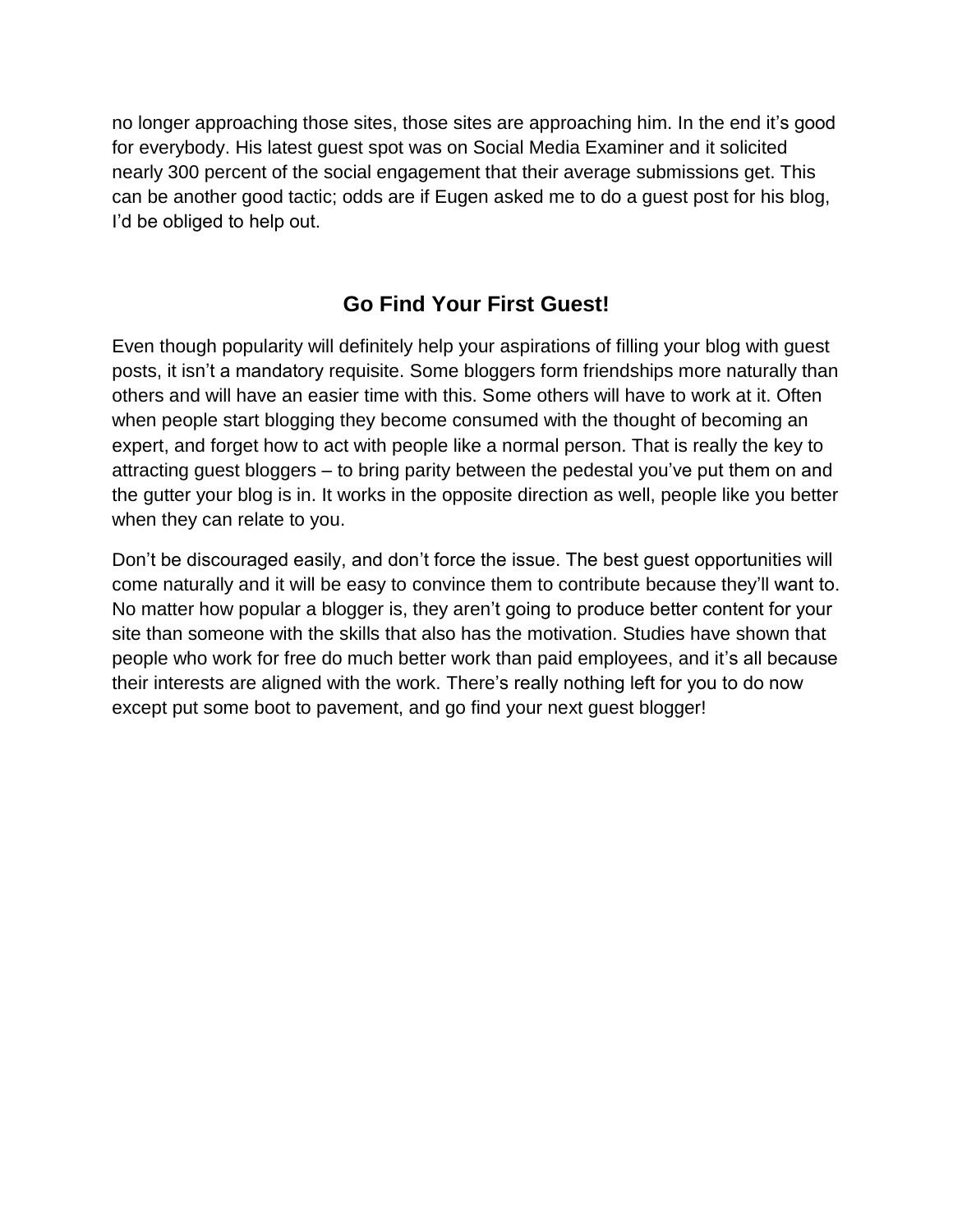no longer approaching those sites, those sites are approaching him. In the end it's good for everybody. His latest guest spot was on Social Media Examiner and it solicited nearly 300 percent of the social engagement that their average submissions get. This can be another good tactic; odds are if Eugen asked me to do a guest post for his blog, I'd be obliged to help out.

## Go Find Your First Guest!

Even though popularity will definitely help your aspirations of filling your blog with guest posts, it isn't a mandatory requisite. Some bloggers form friendships more naturally than others and will have an easier time with this. Some others will have to work at it. Often when people start blogging they become consumed with the thought of becoming an expert, and forget how to act with people like a normal person. That is really the key to attracting guest bloggers – to bring parity between the pedestal you've put them on and the gutter your blog is in. It works in the opposite direction as well, people like you better when they can relate to you.

Don't be discouraged easily, and don't force the issue. The best guest opportunities will come naturally and it will be easy to convince them to contribute because they'll want to. No matter how popular a blogger is, they aren't going to produce better content for your site than someone with the skills that also has the motivation. Studies have shown that people who work for free do much better work than paid employees, and it's all because their interests are aligned with the work. There's really nothing left for you to do now except put some boot to pavement, and go find your next guest blogger!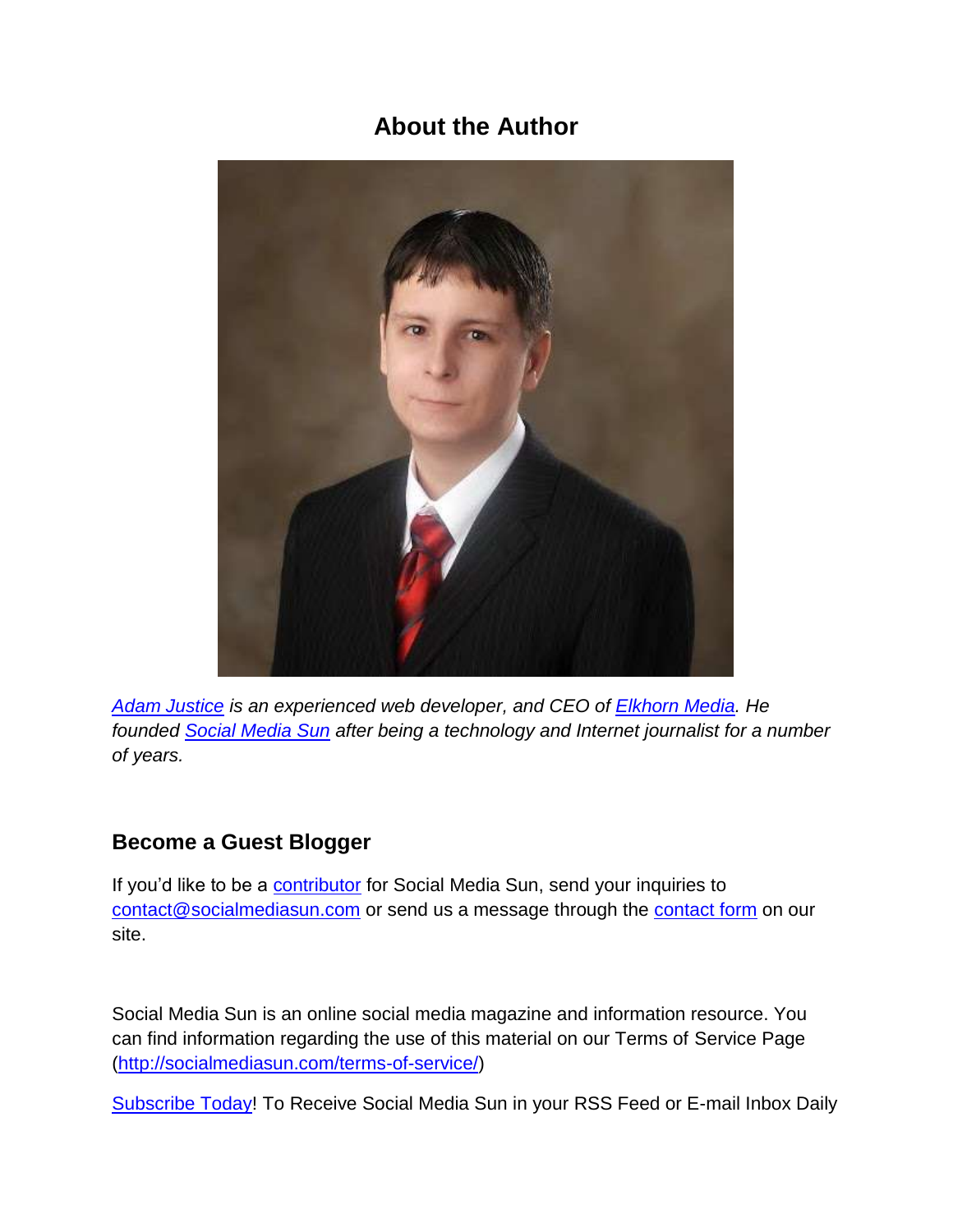# About the Author

*[Adam Justice](#) is an experienced web developer, and CEO of [Elkhorn Media](#). He founded [Social Media Sun](#) after being a technology and Internet journalist for a number of years.*

## Become a Guest Blogger

If you'd like to be a [contributor](#) for Social Media Sun, send your inquiries to [contact@socialmediasun.com](mailto:contact@socialmediasun.com) or send us a message through the [contact form](#) on our site.

Social Media Sun is an online social media magazine and information resource. You can find information regarding the use of this material on our Terms of Service Page ([http://socialmediasun.com/terms-of-service/](http://socialmediasun.com/terms-of-service/))

[Subscribe Today](#)! To Receive Social Media Sun in your RSS Feed or E-mail Inbox Daily